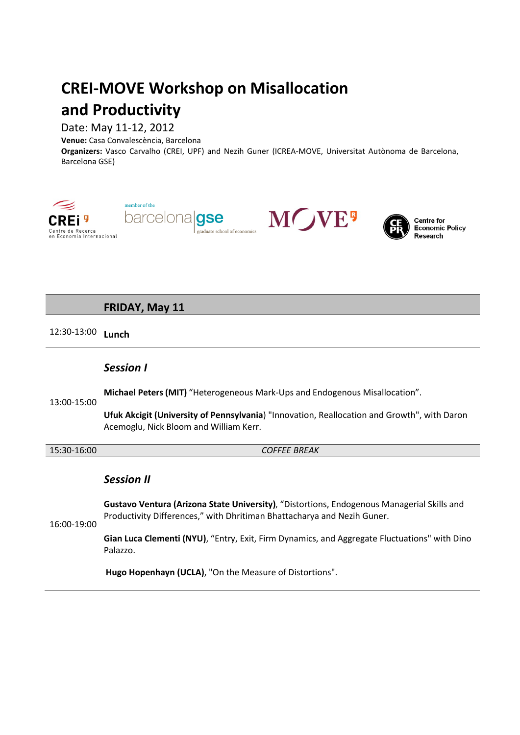# CREI-MOVE Workshop on Misallocation and Productivity

Date: May 11-12, 2012

**Venue:** Casa Convalescència, Barcelona

**Organizers:** Vasco Carvalho (CREI, UPF) and Nezih Guner (ICREA-MOVE, Universitat Autònoma de Barcelona, Barcelona GSE)

## FRIDAY, May 11

12:30-13:00 **Lunch**

### *Session I*

13:00-15:00

**Michael Peters (MIT)** “Heterogeneous Mark-Ups and Endogenous Misallocation”.

**Ufuk Akcigit (University of Pennsylvania**) "Innovation, Reallocation and Growth", with Daron Acemoglu, Nick Bloom and William Kerr.

15:30-16:00 *COFFEE BREAK*

### *Session II*

16:00-19:00

**Gustavo Ventura (Arizona State University)**, “Distortions, Endogenous Managerial Skills and Productivity Differences,” with Dhritiman Bhattacharya and Nezih Guner.

**Gian Luca Clementi (NYU)**, “Entry, Exit, Firm Dynamics, and Aggregate Fluctuations" with Dino Palazzo.

**Hugo Hopenhayn (UCLA)**, "On the Measure of Distortions".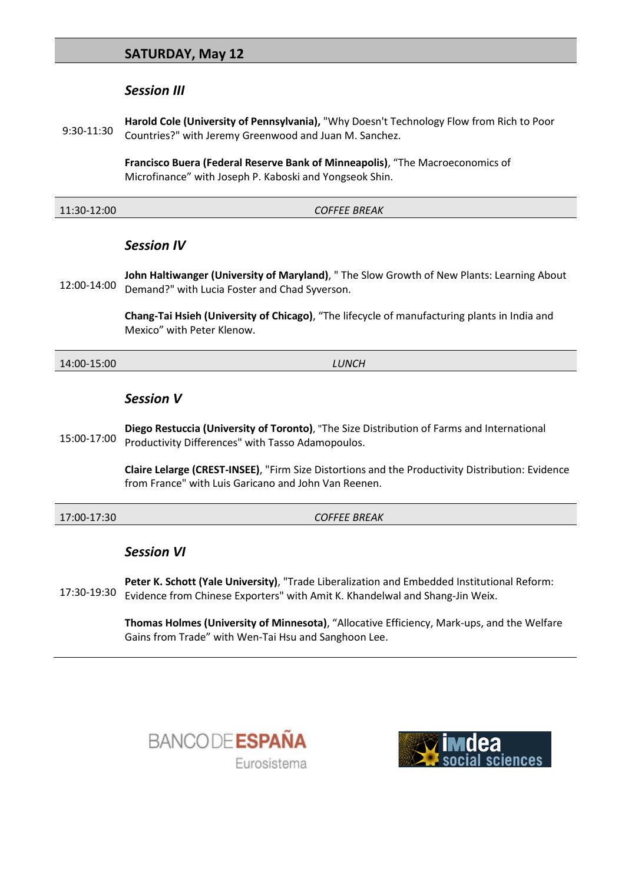## SATURDAY, May 12

### *Session III*

9:30-11:30

**Harold Cole (University of Pennsylvania),** "Why Doesn't Technology Flow from Rich to Poor Countries?" with Jeremy Greenwood and Juan M. Sanchez.

**Francisco Buera (Federal Reserve Bank of Minneapolis)**, "The Macroeconomics of Microfinance" with Joseph P. Kaboski and Yongseok Shin.

11:30-12:00 *COFFEE BREAK*

### *Session IV*

12:00-14:00

**John Haltiwanger (University of Maryland)**, " The Slow Growth of New Plants: Learning About Demand?" with Lucia Foster and Chad Syverson.

**Chang-Tai Hsieh (University of Chicago)**, "The lifecycle of manufacturing plants in India and Mexico" with Peter Klenow.

14:00-15:00 *LUNCH*

### *Session V*

15:00-17:00

**Diego Restuccia (University of Toronto)**, "The Size Distribution of Farms and International Productivity Differences" with Tasso Adamopoulos.

**Claire Lelarge (CREST-INSEE)**, "Firm Size Distortions and the Productivity Distribution: Evidence from France" with Luis Garicano and John Van Reenen.

17:00-17:30 *COFFEE BREAK*

### *Session VI*

17:30-19:30

**Peter K. Schott (Yale University)**, "Trade Liberalization and Embedded Institutional Reform: Evidence from Chinese Exporters" with Amit K. Khandelwal and Shang-Jin Weix.

**Thomas Holmes (University of Minnesota)**, "Allocative Efficiency, Mark-ups, and the Welfare Gains from Trade" with Wen-Tai Hsu and Sanghoon Lee.

BANCO DE ESPAÑA Eurosistema

imdea social sciences